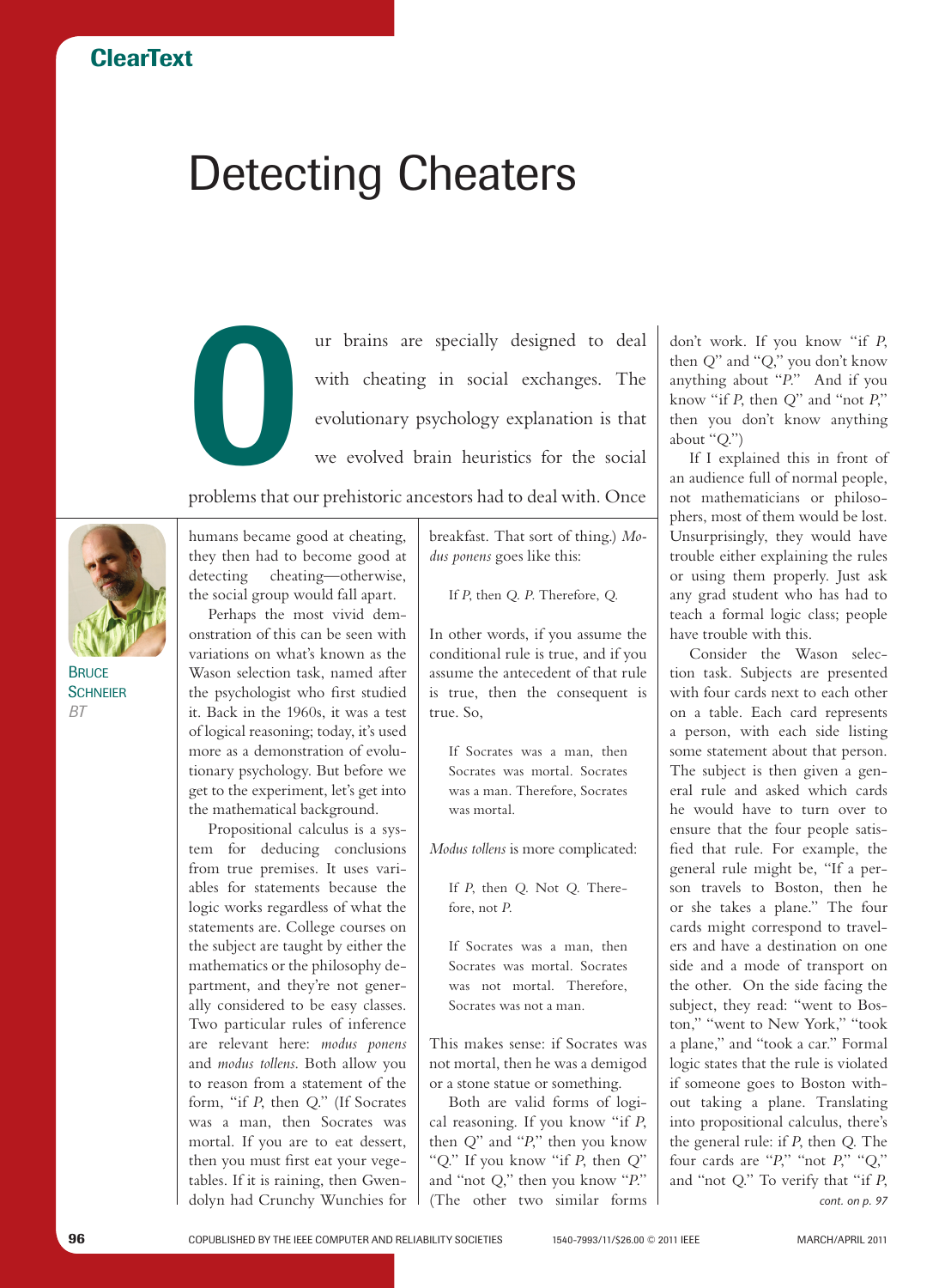# Detecting Cheaters

Bruce Schneier
*BT*

Our brains are specially designed to deal with cheating in social exchanges. The evolutionary psychology explanation is that we evolved brain heuristics for the social problems that our prehistoric ancestors had to deal with. Once humans became good at cheating, they then had to become good at detecting cheating—otherwise, the social group would fall apart.

Perhaps the most vivid demonstration of this can be seen with variations on what's known as the Wason selection task, named after the psychologist who first studied it. Back in the 1960s, it was a test of logical reasoning; today, it's used more as a demonstration of evolutionary psychology. But before we get to the experiment, let's get into the mathematical background.

Propositional calculus is a system for deducing conclusions from true premises. It uses variables for statements because the logic works regardless of what the statements are. College courses on the subject are taught by either the mathematics or the philosophy department, and they're not generally considered to be easy classes. Two particular rules of inference are relevant here: *modus ponens* and *modus tollens*. Both allow you to reason from a statement of the form, "if *P*, then *Q*." (If Socrates was a man, then Socrates was mortal. If you are to eat dessert, then you must first eat your vegetables. If it is raining, then Gwendolyn had Crunchy Wunchies for breakfast. That sort of thing.) *Modus ponens* goes like this:

> If *P*, then *Q*. *P*. Therefore, *Q*.

In other words, if you assume the conditional rule is true, and if you assume the antecedent of that rule is true, then the consequent is true. So,

> If Socrates was a man, then Socrates was mortal. Socrates was a man. Therefore, Socrates was mortal.

*Modus tollens* is more complicated:

> If *P*, then *Q*. Not *Q*. Therefore, not *P*.

> If Socrates was a man, then Socrates was mortal. Socrates was not mortal. Therefore, Socrates was not a man.

This makes sense: if Socrates was not mortal, then he was a demigod or a stone statue or something.

Both are valid forms of logical reasoning. If you know "if *P*, then *Q*" and "*P*," then you know "*Q*." If you know "if *P*, then *Q*" and "not *Q*," then you know "*P*." (The other two similar forms don't work. If you know "if *P*, then *Q*" and "*Q*," you don't know anything about "*P*." And if you know "if *P*, then *Q*" and "not *P*," then you don't know anything about "*Q*.")

If I explained this in front of an audience full of normal people, not mathematicians or philosophers, most of them would be lost. Unsurprisingly, they would have trouble either explaining the rules or using them properly. Just ask any grad student who has had to teach a formal logic class; people have trouble with this.

Consider the Wason selection task. Subjects are presented with four cards next to each other on a table. Each card represents a person, with each side listing some statement about that person. The subject is then given a general rule and asked which cards he would have to turn over to ensure that the four people satisfied that rule. For example, the general rule might be, "If a person travels to Boston, then he or she takes a plane." The four cards might correspond to travelers and have a destination on one side and a mode of transport on the other. On the side facing the subject, they read: "went to Boston," "went to New York," "took a plane," and "took a car." Formal logic states that the rule is violated if someone goes to Boston without taking a plane. Translating into propositional calculus, there's the general rule: if *P*, then *Q*. The four cards are "*P*," "not *P*," "*Q*," and "not *Q*." To verify that "if *P*,

*cont. on p. 97*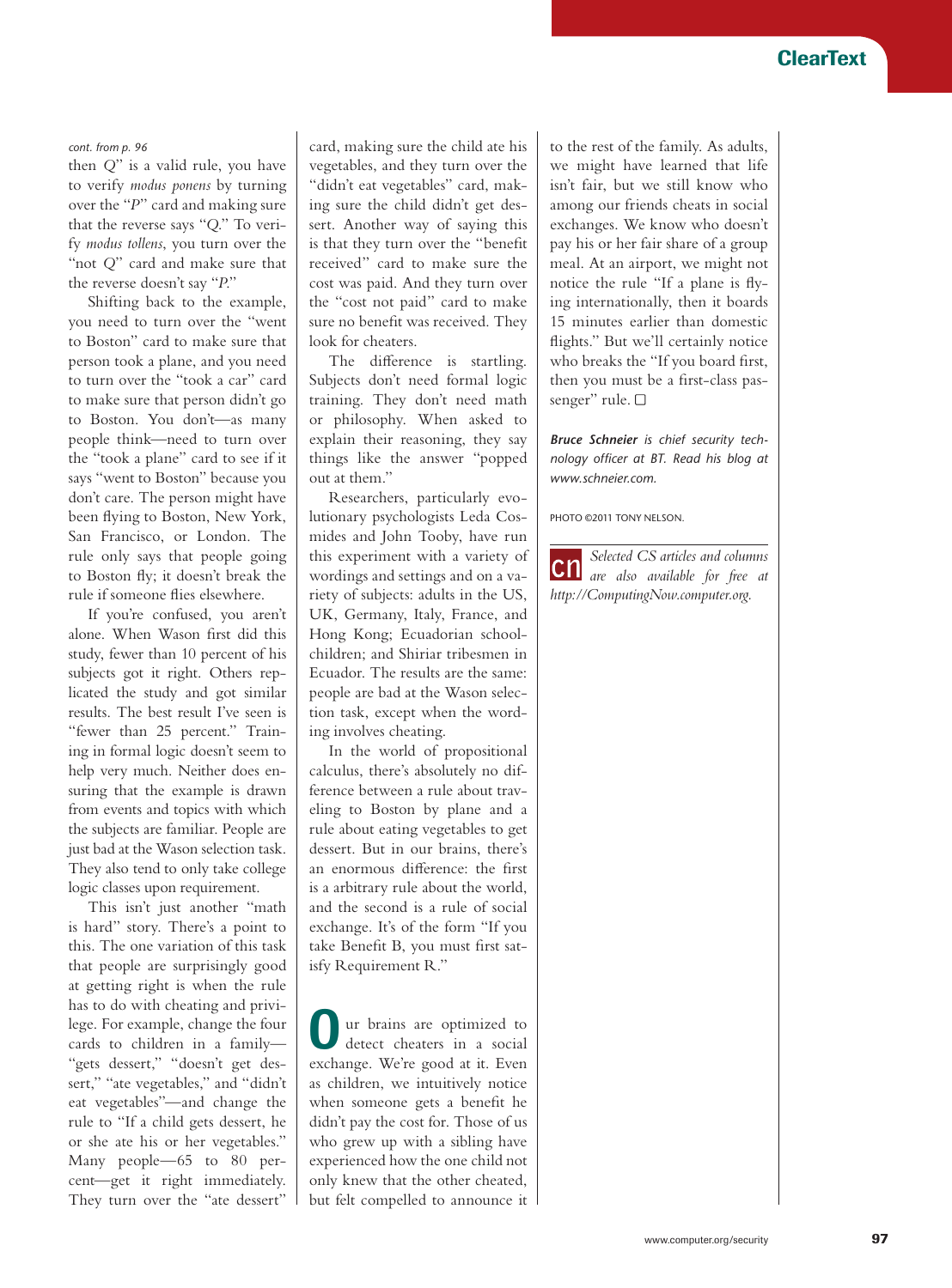*cont. from p. 96*

then *Q*" is a valid rule, you have to verify *modus ponens* by turning over the "*P*" card and making sure that the reverse says "*Q*." To verify *modus tollens*, you turn over the "not *Q*" card and make sure that the reverse doesn't say "*P*."

Shifting back to the example, you need to turn over the "went to Boston" card to make sure that person took a plane, and you need to turn over the "took a car" card to make sure that person didn't go to Boston. You don't—as many people think—need to turn over the "took a plane" card to see if it says "went to Boston" because you don't care. The person might have been flying to Boston, New York, San Francisco, or London. The rule only says that people going to Boston fly; it doesn't break the rule if someone flies elsewhere.

If you're confused, you aren't alone. When Wason first did this study, fewer than 10 percent of his subjects got it right. Others replicated the study and got similar results. The best result I've seen is "fewer than 25 percent." Training in formal logic doesn't seem to help very much. Neither does ensuring that the example is drawn from events and topics with which the subjects are familiar. People are just bad at the Wason selection task. They also tend to only take college logic classes upon requirement.

This isn't just another "math is hard" story. There's a point to this. The one variation of this task that people are surprisingly good at getting right is when the rule has to do with cheating and privilege. For example, change the four cards to children in a family—"gets dessert," "doesn't get dessert," "ate vegetables," and "didn't eat vegetables"—and change the rule to "If a child gets dessert, he or she ate his or her vegetables." Many people—65 to 80 percent—get it right immediately. They turn over the "ate dessert" card, making sure the child ate his vegetables, and they turn over the "didn't eat vegetables" card, making sure the child didn't get dessert. Another way of saying this is that they turn over the "benefit received" card to make sure the cost was paid. And they turn over the "cost not paid" card to make sure no benefit was received. They look for cheaters.

The difference is startling. Subjects don't need formal logic training. They don't need math or philosophy. When asked to explain their reasoning, they say things like the answer "popped out at them."

Researchers, particularly evolutionary psychologists Leda Cosmides and John Tooby, have run this experiment with a variety of wordings and settings and on a variety of subjects: adults in the US, UK, Germany, Italy, France, and Hong Kong; Ecuadorian schoolchildren; and Shiriar tribesmen in Ecuador. The results are the same: people are bad at the Wason selection task, except when the wording involves cheating.

In the world of propositional calculus, there's absolutely no difference between a rule about traveling to Boston by plane and a rule about eating vegetables to get dessert. But in our brains, there's an enormous difference: the first is a arbitrary rule about the world, and the second is a rule of social exchange. It's of the form "If you take Benefit B, you must first satisfy Requirement R."

Our brains are optimized to detect cheaters in a social exchange. We're good at it. Even as children, we intuitively notice when someone gets a benefit he didn't pay the cost for. Those of us who grew up with a sibling have experienced how the one child not only knew that the other cheated, but felt compelled to announce it to the rest of the family. As adults, we might have learned that life isn't fair, but we still know who among our friends cheats in social exchanges. We know who doesn't pay his or her fair share of a group meal. At an airport, we might not notice the rule "If a plane is flying internationally, then it boards 15 minutes earlier than domestic flights." But we'll certainly notice who breaks the "If you board first, then you must be a first-class passenger" rule. □

***Bruce Schneier*** *is chief security technology officer at BT. Read his blog at www.schneier.com.*

PHOTO ©2011 TONY NELSON.

*Selected CS articles and columns are also available for free at http://ComputingNow.computer.org.*